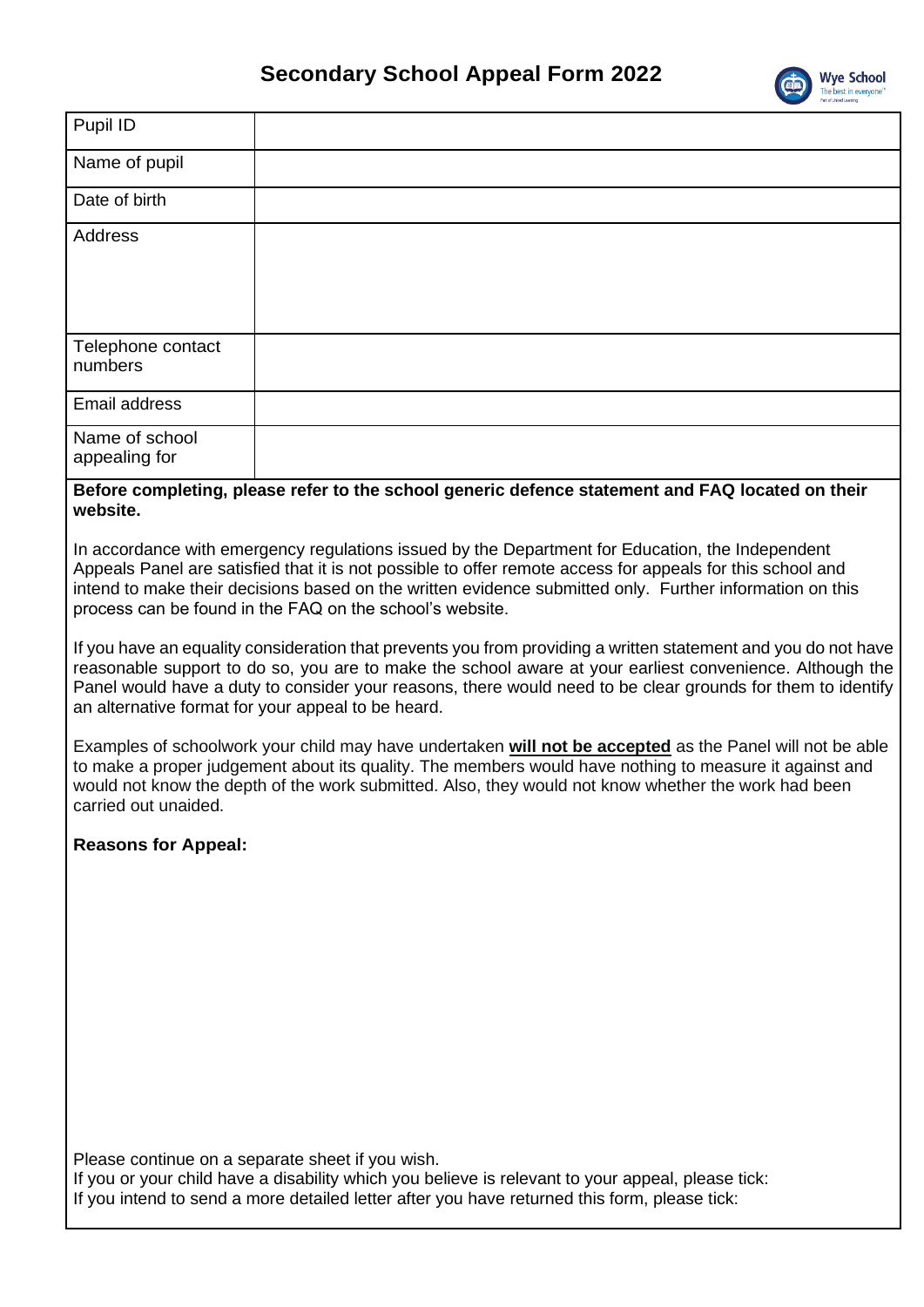# Secondary School Appeal Form 2022

| Pupil ID | |
|---|---|
| Name of pupil | |
| Date of birth | |
| Address | |
| Telephone contact numbers | |
| Email address | |
| Name of school appealing for | |

**Before completing, please refer to the school generic defence statement and FAQ located on their website.**

In accordance with emergency regulations issued by the Department for Education, the Independent Appeals Panel are satisfied that it is not possible to offer remote access for appeals for this school and intend to make their decisions based on the written evidence submitted only. Further information on this process can be found in the FAQ on the school's website.

If you have an equality consideration that prevents you from providing a written statement and you do not have reasonable support to do so, you are to make the school aware at your earliest convenience. Although the Panel would have a duty to consider your reasons, there would need to be clear grounds for them to identify an alternative format for your appeal to be heard.

Examples of schoolwork your child may have undertaken **will not be accepted** as the Panel will not be able to make a proper judgement about its quality. The members would have nothing to measure it against and would not know the depth of the work submitted. Also, they would not know whether the work had been carried out unaided.

**Reasons for Appeal:**

Please continue on a separate sheet if you wish.

If you or your child have a disability which you believe is relevant to your appeal, please tick:

If you intend to send a more detailed letter after you have returned this form, please tick: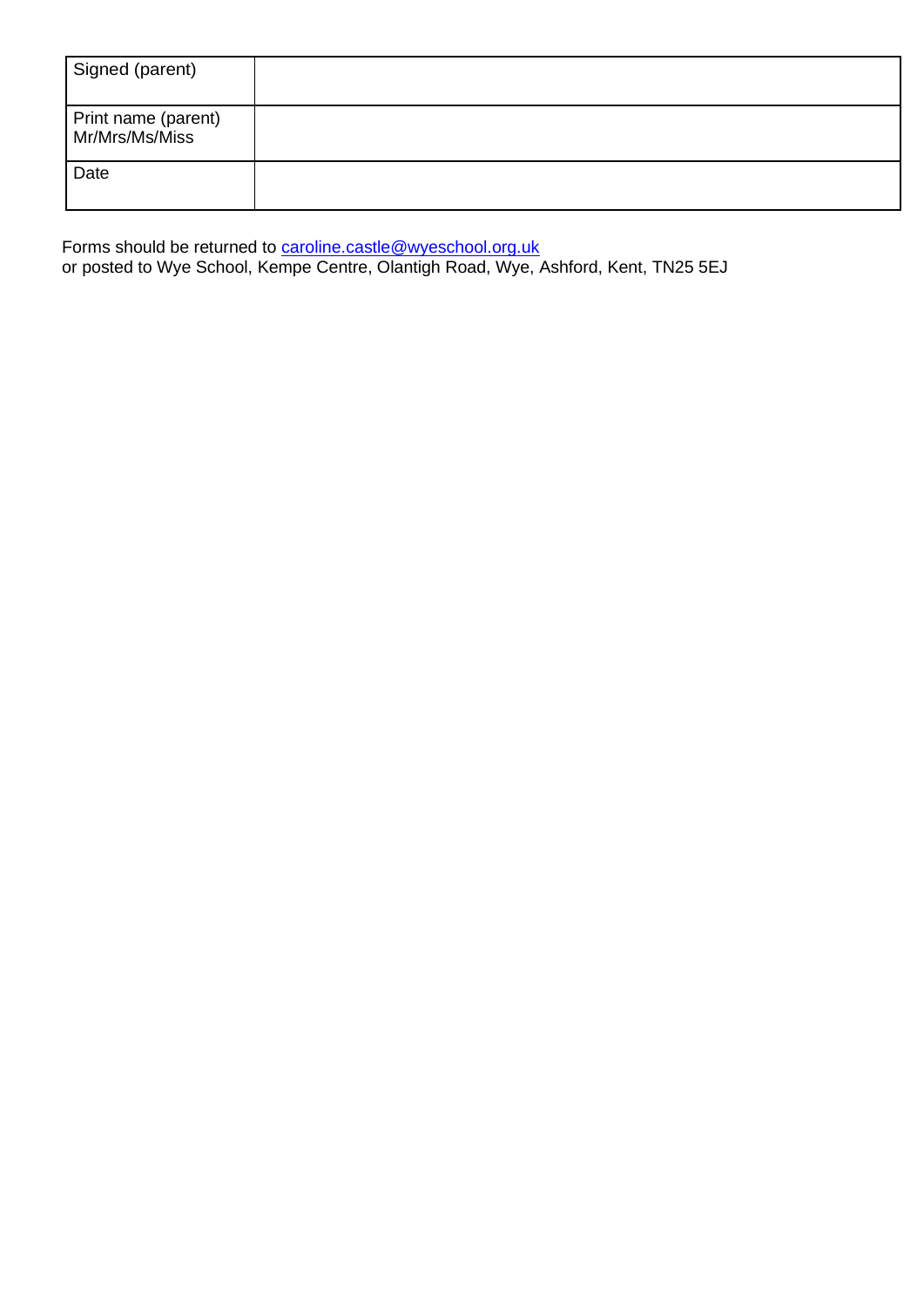| | |
|---|---|
| Signed (parent) | |
| Print name (parent) Mr/Mrs/Ms/Miss | |
| Date | |

Forms should be returned to caroline.castle@wyeschool.org.uk
or posted to Wye School, Kempe Centre, Olantigh Road, Wye, Ashford, Kent, TN25 5EJ